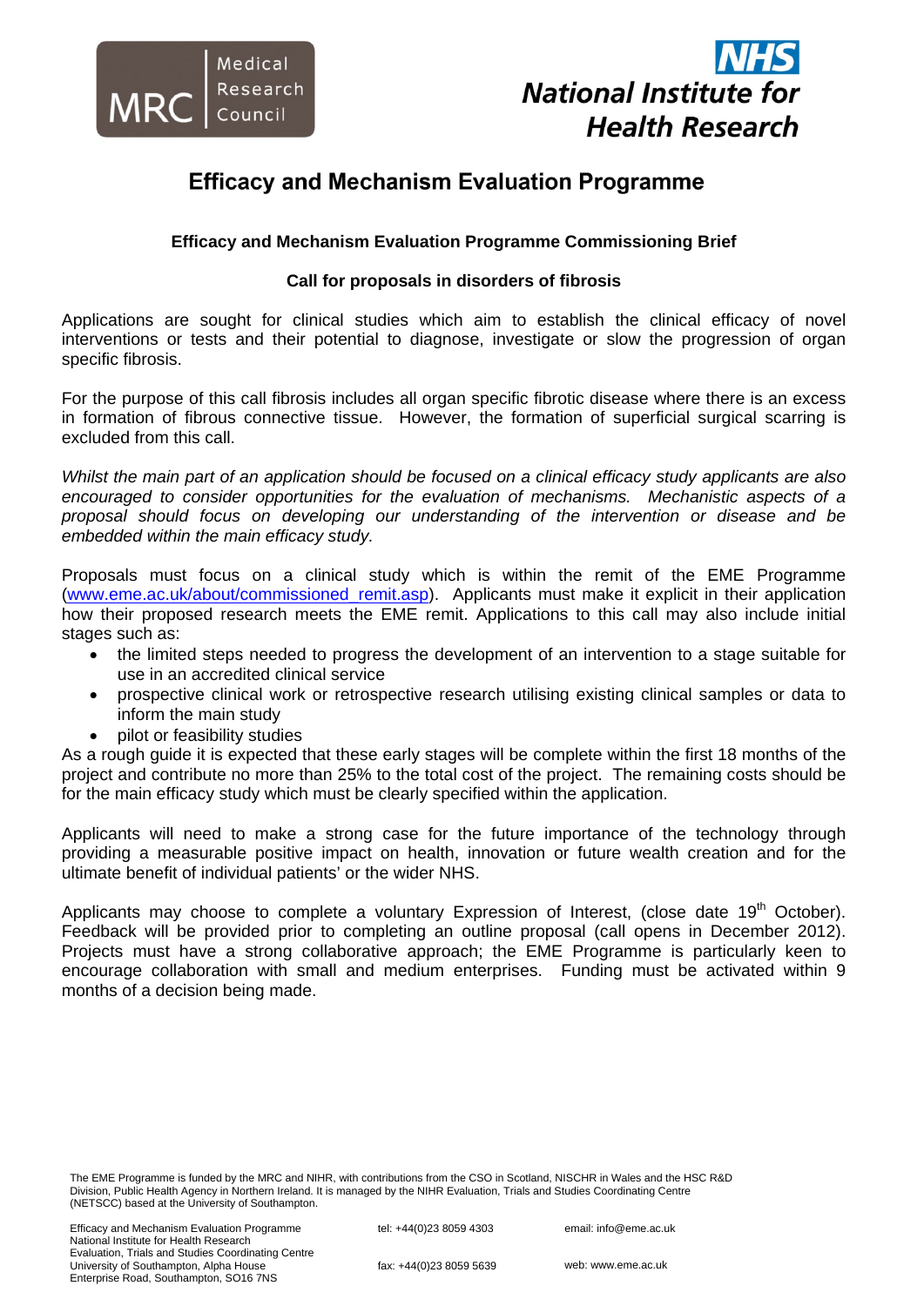Medical Research Council

National Institute for Health Research

# Efficacy and Mechanism Evaluation Programme

### Efficacy and Mechanism Evaluation Programme Commissioning Brief

### Call for proposals in disorders of fibrosis

Applications are sought for clinical studies which aim to establish the clinical efficacy of novel interventions or tests and their potential to diagnose, investigate or slow the progression of organ specific fibrosis.

For the purpose of this call fibrosis includes all organ specific fibrotic disease where there is an excess in formation of fibrous connective tissue. However, the formation of superficial surgical scarring is excluded from this call.

*Whilst the main part of an application should be focused on a clinical efficacy study applicants are also encouraged to consider opportunities for the evaluation of mechanisms. Mechanistic aspects of a proposal should focus on developing our understanding of the intervention or disease and be embedded within the main efficacy study.*

Proposals must focus on a clinical study which is within the remit of the EME Programme (www.eme.ac.uk/about/commissioned_remit.asp). Applicants must make it explicit in their application how their proposed research meets the EME remit. Applications to this call may also include initial stages such as:

- the limited steps needed to progress the development of an intervention to a stage suitable for use in an accredited clinical service
- prospective clinical work or retrospective research utilising existing clinical samples or data to inform the main study
- pilot or feasibility studies

As a rough guide it is expected that these early stages will be complete within the first 18 months of the project and contribute no more than 25% to the total cost of the project. The remaining costs should be for the main efficacy study which must be clearly specified within the application.

Applicants will need to make a strong case for the future importance of the technology through providing a measurable positive impact on health, innovation or future wealth creation and for the ultimate benefit of individual patients' or the wider NHS.

Applicants may choose to complete a voluntary Expression of Interest, (close date 19th October). Feedback will be provided prior to completing an outline proposal (call opens in December 2012). Projects must have a strong collaborative approach; the EME Programme is particularly keen to encourage collaboration with small and medium enterprises. Funding must be activated within 9 months of a decision being made.

The EME Programme is funded by the MRC and NIHR, with contributions from the CSO in Scotland, NISCHR in Wales and the HSC R&D Division, Public Health Agency in Northern Ireland. It is managed by the NIHR Evaluation, Trials and Studies Coordinating Centre (NETSCC) based at the University of Southampton.

Efficacy and Mechanism Evaluation Programme
National Institute for Health Research
Evaluation, Trials and Studies Coordinating Centre
University of Southampton, Alpha House
Enterprise Road, Southampton, SO16 7NS

tel: +44(0)23 8059 4303
fax: +44(0)23 8059 5639

email: info@eme.ac.uk
web: www.eme.ac.uk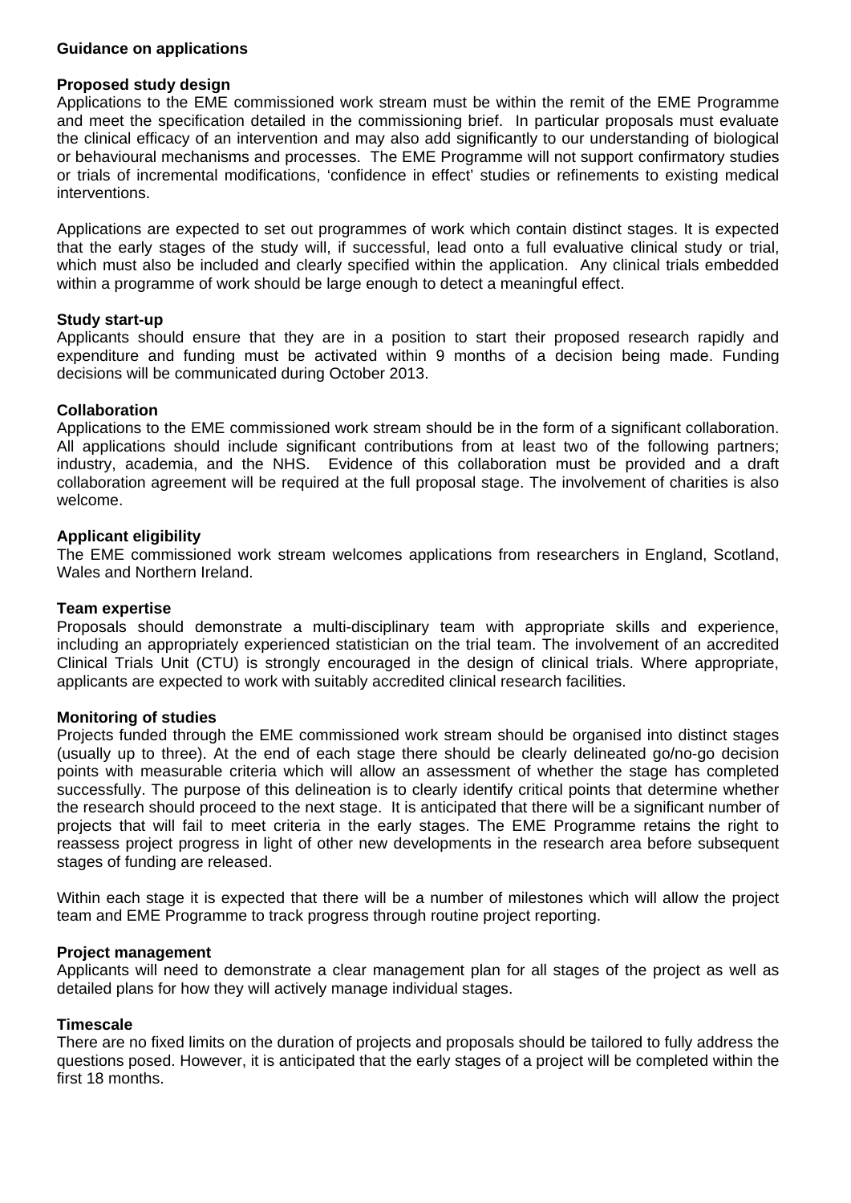**Guidance on applications**

**Proposed study design**

Applications to the EME commissioned work stream must be within the remit of the EME Programme and meet the specification detailed in the commissioning brief. In particular proposals must evaluate the clinical efficacy of an intervention and may also add significantly to our understanding of biological or behavioural mechanisms and processes. The EME Programme will not support confirmatory studies or trials of incremental modifications, 'confidence in effect' studies or refinements to existing medical interventions.

Applications are expected to set out programmes of work which contain distinct stages. It is expected that the early stages of the study will, if successful, lead onto a full evaluative clinical study or trial, which must also be included and clearly specified within the application. Any clinical trials embedded within a programme of work should be large enough to detect a meaningful effect.

**Study start-up**

Applicants should ensure that they are in a position to start their proposed research rapidly and expenditure and funding must be activated within 9 months of a decision being made. Funding decisions will be communicated during October 2013.

**Collaboration**

Applications to the EME commissioned work stream should be in the form of a significant collaboration. All applications should include significant contributions from at least two of the following partners; industry, academia, and the NHS. Evidence of this collaboration must be provided and a draft collaboration agreement will be required at the full proposal stage. The involvement of charities is also welcome.

**Applicant eligibility**

The EME commissioned work stream welcomes applications from researchers in England, Scotland, Wales and Northern Ireland.

**Team expertise**

Proposals should demonstrate a multi-disciplinary team with appropriate skills and experience, including an appropriately experienced statistician on the trial team. The involvement of an accredited Clinical Trials Unit (CTU) is strongly encouraged in the design of clinical trials. Where appropriate, applicants are expected to work with suitably accredited clinical research facilities.

**Monitoring of studies**

Projects funded through the EME commissioned work stream should be organised into distinct stages (usually up to three). At the end of each stage there should be clearly delineated go/no-go decision points with measurable criteria which will allow an assessment of whether the stage has completed successfully. The purpose of this delineation is to clearly identify critical points that determine whether the research should proceed to the next stage. It is anticipated that there will be a significant number of projects that will fail to meet criteria in the early stages. The EME Programme retains the right to reassess project progress in light of other new developments in the research area before subsequent stages of funding are released.

Within each stage it is expected that there will be a number of milestones which will allow the project team and EME Programme to track progress through routine project reporting.

**Project management**

Applicants will need to demonstrate a clear management plan for all stages of the project as well as detailed plans for how they will actively manage individual stages.

**Timescale**

There are no fixed limits on the duration of projects and proposals should be tailored to fully address the questions posed. However, it is anticipated that the early stages of a project will be completed within the first 18 months.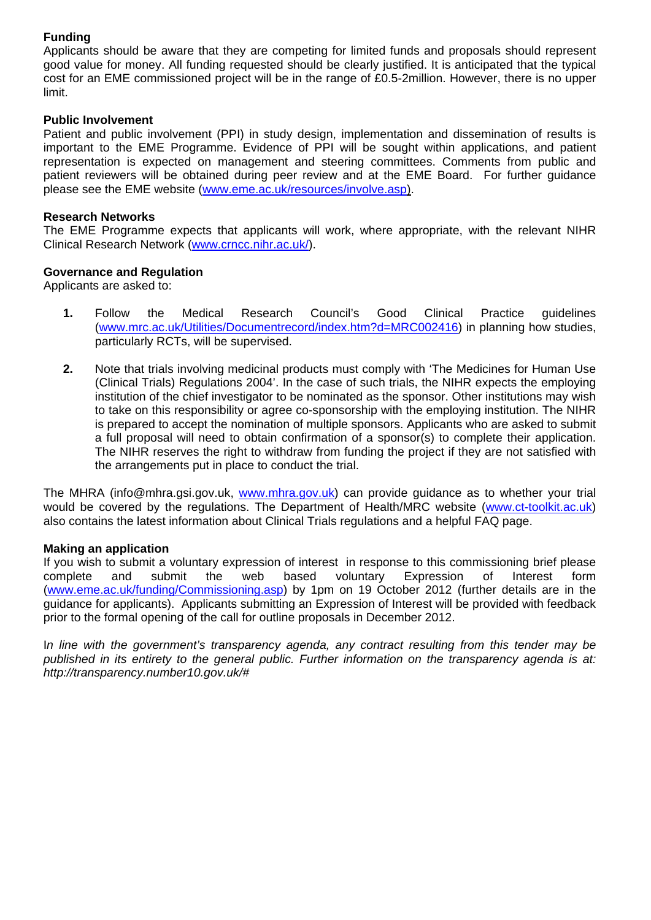**Funding**

Applicants should be aware that they are competing for limited funds and proposals should represent good value for money. All funding requested should be clearly justified. It is anticipated that the typical cost for an EME commissioned project will be in the range of £0.5-2million. However, there is no upper limit.

**Public Involvement**

Patient and public involvement (PPI) in study design, implementation and dissemination of results is important to the EME Programme. Evidence of PPI will be sought within applications, and patient representation is expected on management and steering committees. Comments from public and patient reviewers will be obtained during peer review and at the EME Board. For further guidance please see the EME website (www.eme.ac.uk/resources/involve.asp).

**Research Networks**

The EME Programme expects that applicants will work, where appropriate, with the relevant NIHR Clinical Research Network (www.crncc.nihr.ac.uk/).

**Governance and Regulation**

Applicants are asked to:

1. Follow the Medical Research Council's Good Clinical Practice guidelines (www.mrc.ac.uk/Utilities/Documentrecord/index.htm?d=MRC002416) in planning how studies, particularly RCTs, will be supervised.

2. Note that trials involving medicinal products must comply with 'The Medicines for Human Use (Clinical Trials) Regulations 2004'. In the case of such trials, the NIHR expects the employing institution of the chief investigator to be nominated as the sponsor. Other institutions may wish to take on this responsibility or agree co-sponsorship with the employing institution. The NIHR is prepared to accept the nomination of multiple sponsors. Applicants who are asked to submit a full proposal will need to obtain confirmation of a sponsor(s) to complete their application. The NIHR reserves the right to withdraw from funding the project if they are not satisfied with the arrangements put in place to conduct the trial.

The MHRA (info@mhra.gsi.gov.uk, www.mhra.gov.uk) can provide guidance as to whether your trial would be covered by the regulations. The Department of Health/MRC website (www.ct-toolkit.ac.uk) also contains the latest information about Clinical Trials regulations and a helpful FAQ page.

**Making an application**

If you wish to submit a voluntary expression of interest in response to this commissioning brief please complete and submit the web based voluntary Expression of Interest form (www.eme.ac.uk/funding/Commissioning.asp) by 1pm on 19 October 2012 (further details are in the guidance for applicants). Applicants submitting an Expression of Interest will be provided with feedback prior to the formal opening of the call for outline proposals in December 2012.

I*n line with the government's transparency agenda, any contract resulting from this tender may be published in its entirety to the general public. Further information on the transparency agenda is at: http://transparency.number10.gov.uk/#*